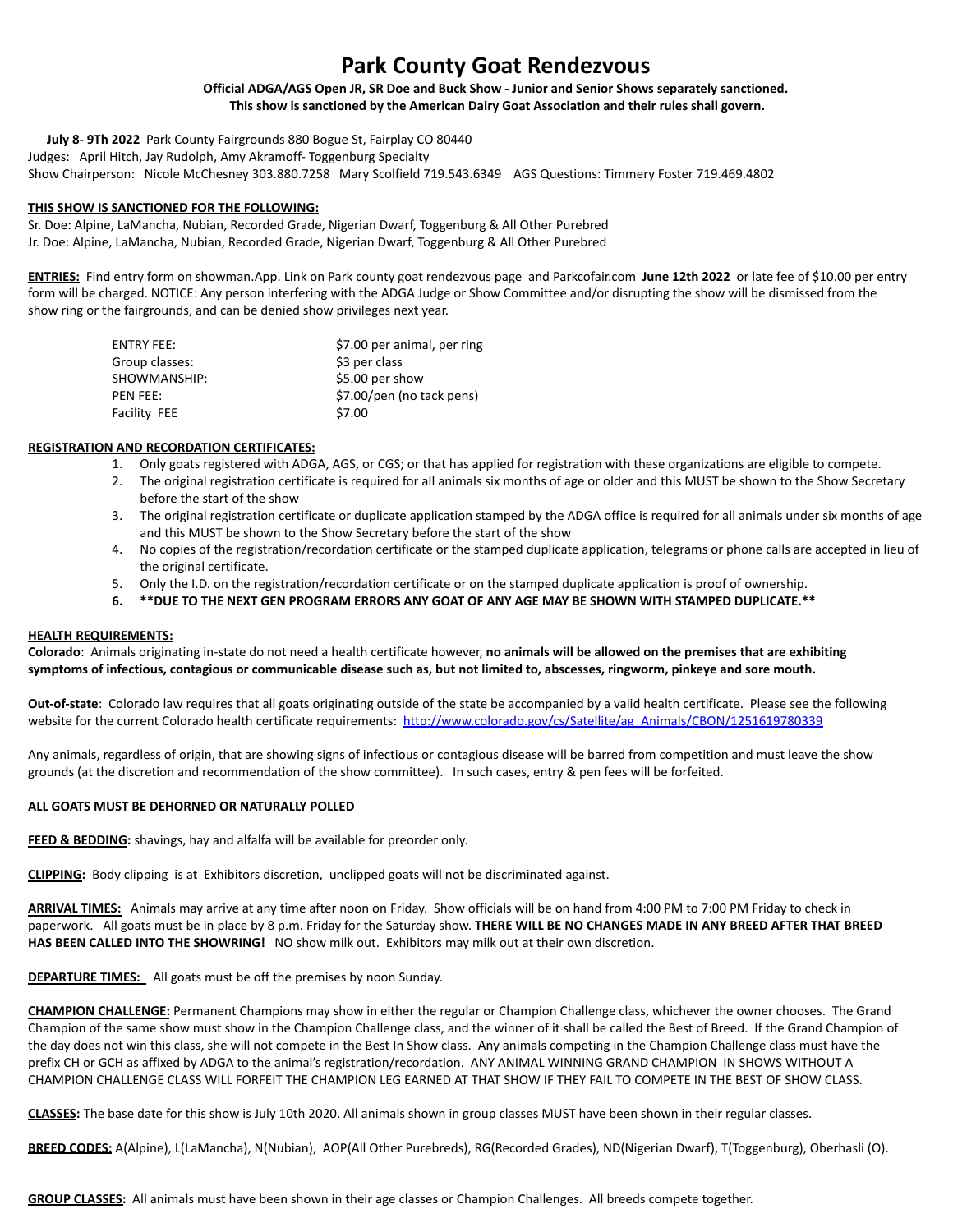# Park County Goat Rendezvous

**Official ADGA/AGS Open JR, SR Doe and Buck Show - Junior and Senior Shows separately sanctioned.**
**This show is sanctioned by the American Dairy Goat Association and their rules shall govern.**

**July 8- 9Th 2022** Park County Fairgrounds 880 Bogue St, Fairplay CO 80440
Judges: April Hitch, Jay Rudolph, Amy Akramoff- Toggenburg Specialty
Show Chairperson: Nicole McChesney 303.880.7258 Mary Scolfield 719.543.6349 AGS Questions: Timmery Foster 719.469.4802

**THIS SHOW IS SANCTIONED FOR THE FOLLOWING:**
Sr. Doe: Alpine, LaMancha, Nubian, Recorded Grade, Nigerian Dwarf, Toggenburg & All Other Purebred
Jr. Doe: Alpine, LaMancha, Nubian, Recorded Grade, Nigerian Dwarf, Toggenburg & All Other Purebred

**ENTRIES:** Find entry form on showman.App. Link on Park county goat rendezvous page and Parkcofair.com **June 12th 2022** or late fee of $10.00 per entry form will be charged. NOTICE: Any person interfering with the ADGA Judge or Show Committee and/or disrupting the show will be dismissed from the show ring or the fairgrounds, and can be denied show privileges next year.

| | |
|---|---|
| ENTRY FEE: | $7.00 per animal, per ring |
| Group classes: | $3 per class |
| SHOWMANSHIP: | $5.00 per show |
| PEN FEE: | $7.00/pen (no tack pens) |
| Facility FEE | $7.00 |

**REGISTRATION AND RECORDATION CERTIFICATES:**

1. Only goats registered with ADGA, AGS, or CGS; or that has applied for registration with these organizations are eligible to compete.
2. The original registration certificate is required for all animals six months of age or older and this MUST be shown to the Show Secretary before the start of the show
3. The original registration certificate or duplicate application stamped by the ADGA office is required for all animals under six months of age and this MUST be shown to the Show Secretary before the start of the show
4. No copies of the registration/recordation certificate or the stamped duplicate application, telegrams or phone calls are accepted in lieu of the original certificate.
5. Only the I.D. on the registration/recordation certificate or on the stamped duplicate application is proof of ownership.
6. **\*\*DUE TO THE NEXT GEN PROGRAM ERRORS ANY GOAT OF ANY AGE MAY BE SHOWN WITH STAMPED DUPLICATE.\*\***

**HEALTH REQUIREMENTS:**
**Colorado**: Animals originating in-state do not need a health certificate however, **no animals will be allowed on the premises that are exhibiting symptoms of infectious, contagious or communicable disease such as, but not limited to, abscesses, ringworm, pinkeye and sore mouth.**

**Out-of-state**: Colorado law requires that all goats originating outside of the state be accompanied by a valid health certificate. Please see the following website for the current Colorado health certificate requirements: http://www.colorado.gov/cs/Satellite/ag_Animals/CBON/1251619780339

Any animals, regardless of origin, that are showing signs of infectious or contagious disease will be barred from competition and must leave the show grounds (at the discretion and recommendation of the show committee). In such cases, entry & pen fees will be forfeited.

**ALL GOATS MUST BE DEHORNED OR NATURALLY POLLED**

**FEED & BEDDING:** shavings, hay and alfalfa will be available for preorder only.

**CLIPPING:** Body clipping is at Exhibitors discretion, unclipped goats will not be discriminated against.

**ARRIVAL TIMES:** Animals may arrive at any time after noon on Friday. Show officials will be on hand from 4:00 PM to 7:00 PM Friday to check in paperwork. All goats must be in place by 8 p.m. Friday for the Saturday show. **THERE WILL BE NO CHANGES MADE IN ANY BREED AFTER THAT BREED HAS BEEN CALLED INTO THE SHOWRING!** NO show milk out. Exhibitors may milk out at their own discretion.

**DEPARTURE TIMES:** All goats must be off the premises by noon Sunday.

**CHAMPION CHALLENGE:** Permanent Champions may show in either the regular or Champion Challenge class, whichever the owner chooses. The Grand Champion of the same show must show in the Champion Challenge class, and the winner of it shall be called the Best of Breed. If the Grand Champion of the day does not win this class, she will not compete in the Best In Show class. Any animals competing in the Champion Challenge class must have the prefix CH or GCH as affixed by ADGA to the animal's registration/recordation. ANY ANIMAL WINNING GRAND CHAMPION IN SHOWS WITHOUT A CHAMPION CHALLENGE CLASS WILL FORFEIT THE CHAMPION LEG EARNED AT THAT SHOW IF THEY FAIL TO COMPETE IN THE BEST OF SHOW CLASS.

**CLASSES:** The base date for this show is July 10th 2020. All animals shown in group classes MUST have been shown in their regular classes.

**BREED CODES:** A(Alpine), L(LaMancha), N(Nubian), AOP(All Other Purebreds), RG(Recorded Grades), ND(Nigerian Dwarf), T(Toggenburg), Oberhasli (O).

**GROUP CLASSES:** All animals must have been shown in their age classes or Champion Challenges. All breeds compete together.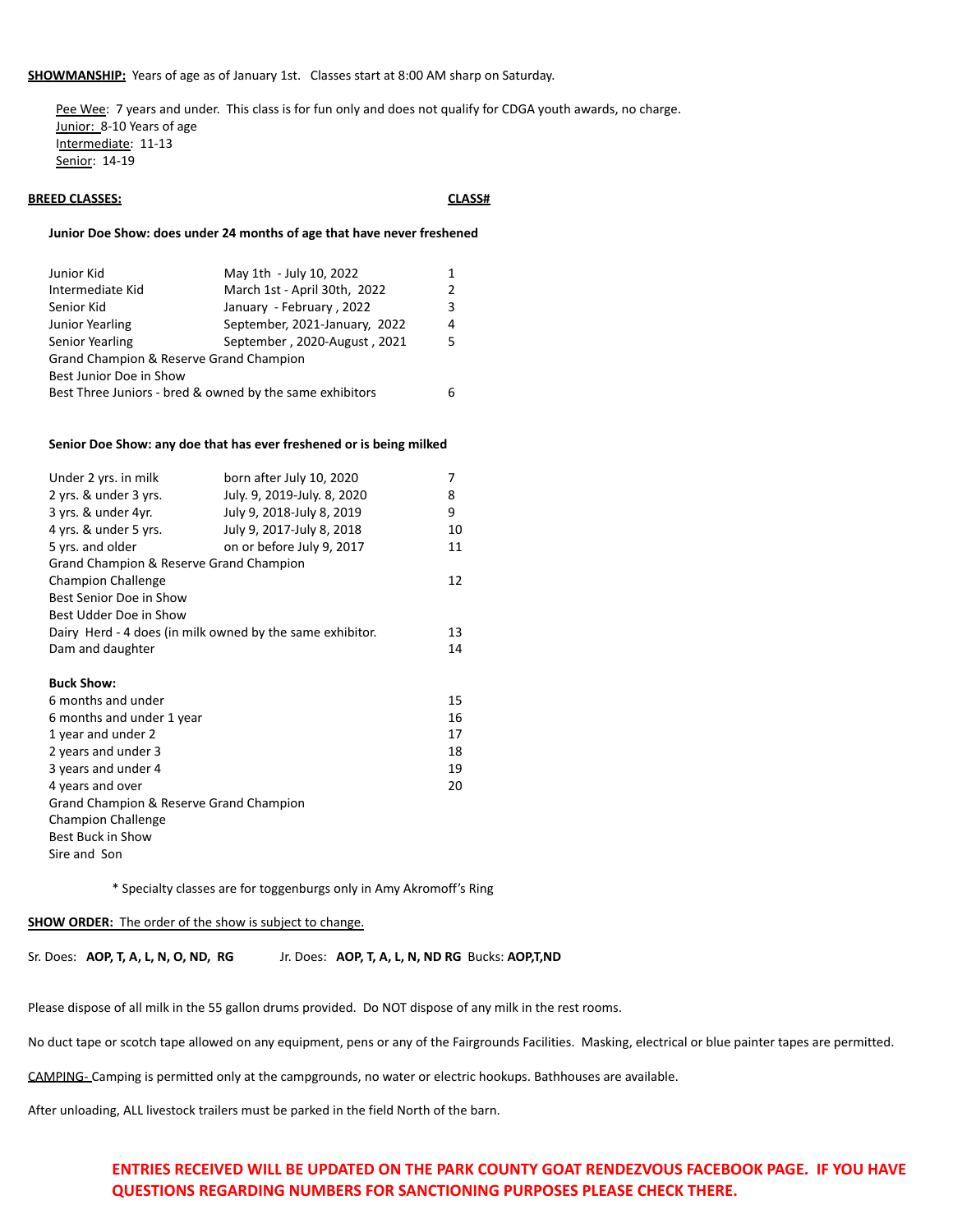**SHOWMANSHIP:** Years of age as of January 1st. Classes start at 8:00 AM sharp on Saturday.

- Pee Wee: 7 years and under. This class is for fun only and does not qualify for CDGA youth awards, no charge.
- Junior: 8-10 Years of age
- Intermediate: 11-13
- Senior: 14-19

| **BREED CLASSES:** | | **CLASS#** |
|---|---|---|
| **Junior Doe Show: does under 24 months of age that have never freshened** | | |
| Junior Kid | May 1th - July 10, 2022 | 1 |
| Intermediate Kid | March 1st - April 30th, 2022 | 2 |
| Senior Kid | January - February , 2022 | 3 |
| Junior Yearling | September, 2021-January, 2022 | 4 |
| Senior Yearling | September , 2020-August , 2021 | 5 |
| Grand Champion & Reserve Grand Champion | | |
| Best Junior Doe in Show | | |
| Best Three Juniors - bred & owned by the same exhibitors | | 6 |
| **Senior Doe Show: any doe that has ever freshened or is being milked** | | |
| Under 2 yrs. in milk | born after July 10, 2020 | 7 |
| 2 yrs. & under 3 yrs. | July. 9, 2019-July. 8, 2020 | 8 |
| 3 yrs. & under 4yr. | July 9, 2018-July 8, 2019 | 9 |
| 4 yrs. & under 5 yrs. | July 9, 2017-July 8, 2018 | 10 |
| 5 yrs. and older | on or before July 9, 2017 | 11 |
| Grand Champion & Reserve Grand Champion | | |
| Champion Challenge | | 12 |
| Best Senior Doe in Show | | |
| Best Udder Doe in Show | | |
| Dairy Herd - 4 does (in milk owned by the same exhibitor. | | 13 |
| Dam and daughter | | 14 |
| **Buck Show:** | | |
| 6 months and under | | 15 |
| 6 months and under 1 year | | 16 |
| 1 year and under 2 | | 17 |
| 2 years and under 3 | | 18 |
| 3 years and under 4 | | 19 |
| 4 years and over | | 20 |
| Grand Champion & Reserve Grand Champion | | |
| Champion Challenge | | |
| Best Buck in Show | | |
| Sire and Son | | |

\* Specialty classes are for toggenburgs only in Amy Akromoff's Ring

**SHOW ORDER:** The order of the show is subject to change.

Sr. Does: **AOP, T, A, L, N, O, ND, RG** Jr. Does: **AOP, T, A, L, N, ND RG** Bucks: **AOP,T,ND**

Please dispose of all milk in the 55 gallon drums provided. Do NOT dispose of any milk in the rest rooms.

No duct tape or scotch tape allowed on any equipment, pens or any of the Fairgrounds Facilities. Masking, electrical or blue painter tapes are permitted.

CAMPING- Camping is permitted only at the campgrounds, no water or electric hookups. Bathhouses are available.

After unloading, ALL livestock trailers must be parked in the field North of the barn.

**ENTRIES RECEIVED WILL BE UPDATED ON THE PARK COUNTY GOAT RENDEZVOUS FACEBOOK PAGE. IF YOU HAVE QUESTIONS REGARDING NUMBERS FOR SANCTIONING PURPOSES PLEASE CHECK THERE.**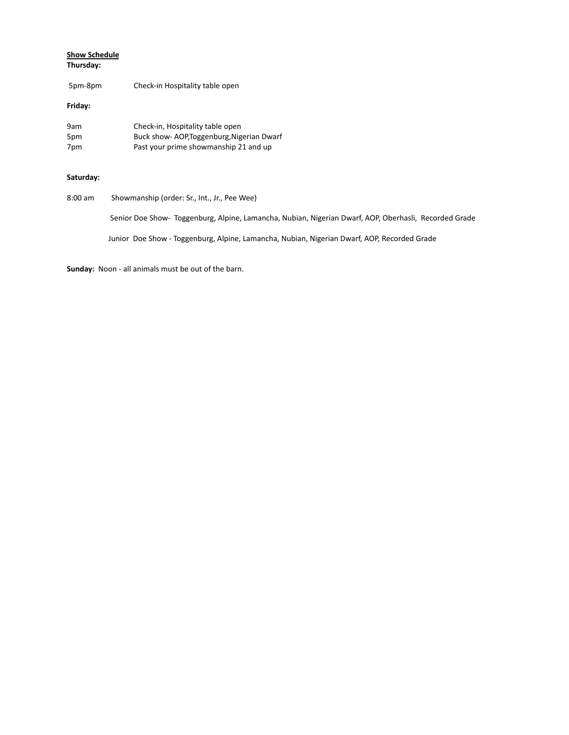**<u>Show Schedule</u>**

**Thursday:**

5pm-8pm Check-in Hospitality table open

**Friday:**

9am Check-in, Hospitality table open
5pm Buck show- AOP,Toggenburg,Nigerian Dwarf
7pm Past your prime showmanship 21 and up

**Saturday:**

8:00 am Showmanship (order: Sr., Int., Jr., Pee Wee)

Senior Doe Show- Toggenburg, Alpine, Lamancha, Nubian, Nigerian Dwarf, AOP, Oberhasli, Recorded Grade

Junior Doe Show - Toggenburg, Alpine, Lamancha, Nubian, Nigerian Dwarf, AOP, Recorded Grade

**Sunday:** Noon - all animals must be out of the barn.